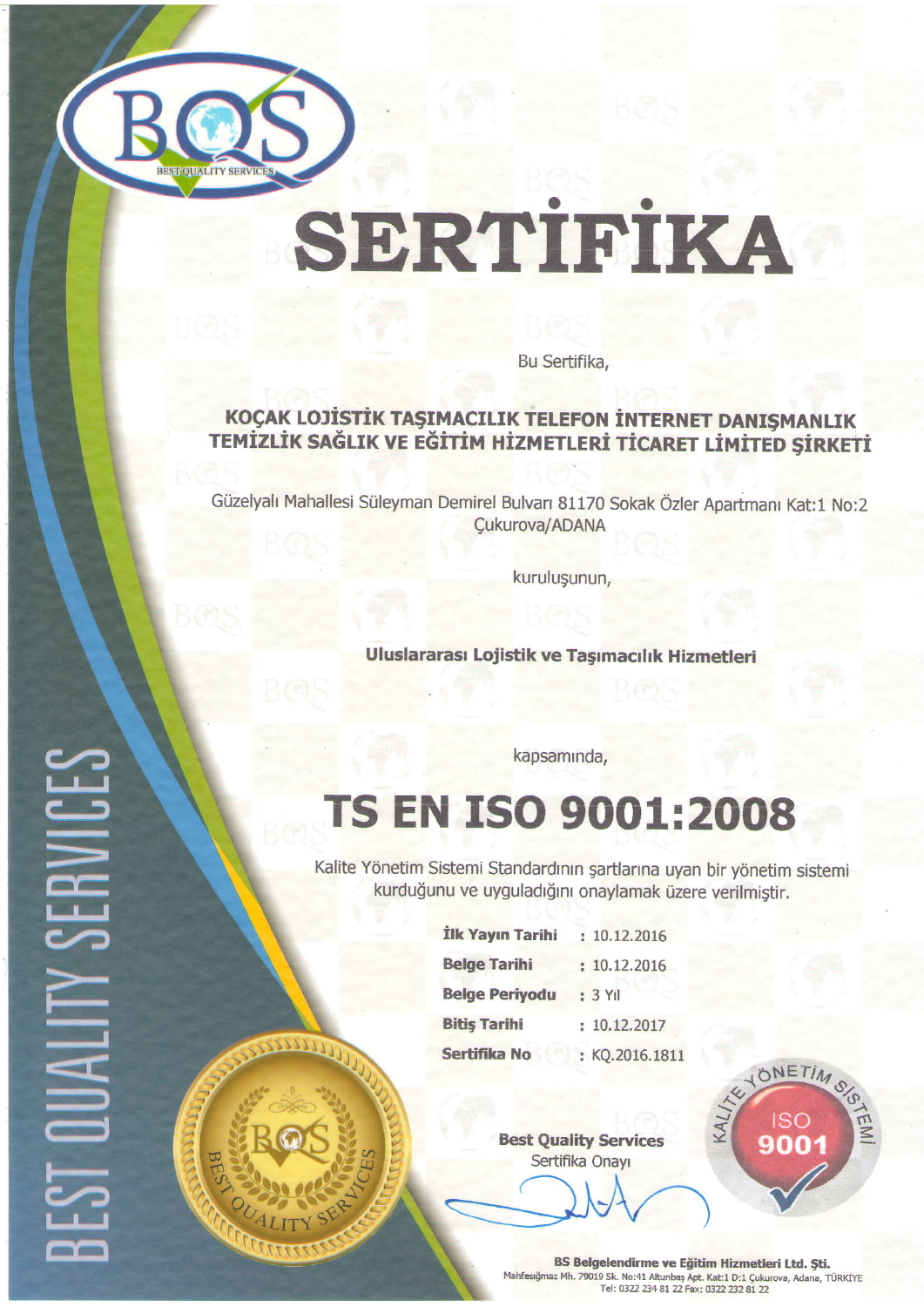BQS
BEST QUALITY SERVICES

# SERTİFİKA

Bu Sertifika,

**KOÇAK LOJİSTİK TAŞIMACILIK TELEFON İNTERNET DANIŞMANLIK TEMİZLİK SAĞLIK VE EĞİTİM HİZMETLERİ TİCARET LİMİTED ŞİRKETİ**

Güzelyalı Mahallesi Süleyman Demirel Bulvarı 81170 Sokak Özler Apartmanı Kat:1 No:2
Çukurova/ADANA

kuruluşunun,

**Uluslararası Lojistik ve Taşımacılık Hizmetleri**

kapsamında,

# TS EN ISO 9001:2008

Kalite Yönetim Sistemi Standardının şartlarına uyan bir yönetim sistemi kurduğunu ve uyguladığını onaylamak üzere verilmiştir.

**İlk Yayın Tarihi** : 10.12.2016
**Belge Tarihi** : 10.12.2016
**Belge Periyodu** : 3 Yıl
**Bitiş Tarihi** : 10.12.2017
**Sertifika No** : KQ.2016.1811

KALİTE YÖNETİM SİSTEMİ ISO 9001

**Best Quality Services**
Sertifika Onayı

BEST QUALITY SERVICES

**BS Belgelendirme ve Eğitim Hizmetleri Ltd. Şti.**
Mahfesığmaz Mh. 79019 Sk. No:41 Altunbaş Apt. Kat:1 D:1 Çukurova, Adana, TÜRKİYE
Tel: 0322 234 81 22 Fax: 0322 232 81 22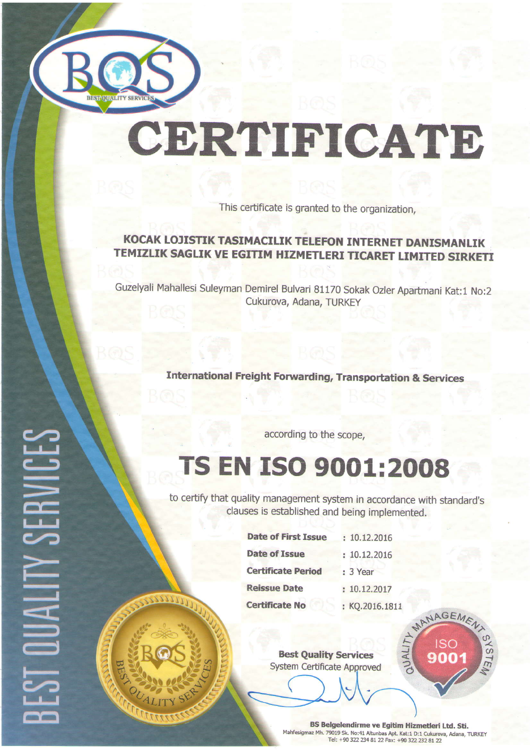BQS

BEST QUALITY SERVICES

# CERTIFICATE

This certificate is granted to the organization,

**KOCAK LOJISTIK TASIMACILIK TELEFON INTERNET DANISMANLIK TEMIZLIK SAGLIK VE EGITIM HIZMETLERI TICARET LIMITED SIRKETI**

Guzelyali Mahallesi Suleyman Demirel Bulvari 81170 Sokak Ozler Apartmani Kat:1 No:2
Cukurova, Adana, TURKEY

**International Freight Forwarding, Transportation & Services**

according to the scope,

## TS EN ISO 9001:2008

to certify that quality management system in accordance with standard's clauses is established and being implemented.

| | |
|---|---|
| **Date of First Issue** | : 10.12.2016 |
| **Date of Issue** | : 10.12.2016 |
| **Certificate Period** | : 3 Year |
| **Reissue Date** | : 10.12.2017 |
| **Certificate No** | : KQ.2016.1811 |

**Best Quality Services**
System Certificate Approved

QUALITY MANAGEMENT SYSTEM ISO 9001

BEST QUALITY SERVICES

**BS Belgelendirme ve Egitim Hizmetleri Ltd. Sti.**
Mahfesigmaz Mh. 79019 Sk. No:41 Altunbas Apt. Kat:1 D:1 Cukurova, Adana, TURKEY
Tel: +90 322 234 81 22 Fax: +90 322 232 81 22